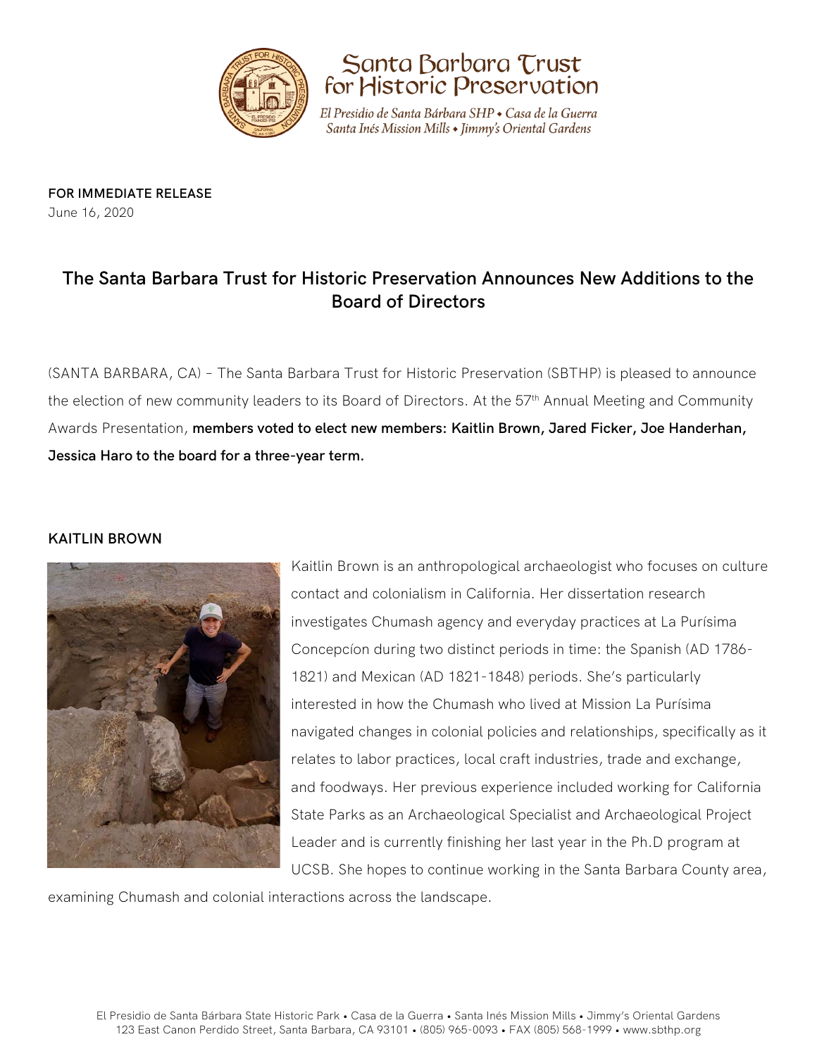Santa Barbara Trust for Historic Preservation

*El Presidio de Santa Bárbara SHP • Casa de la Guerra*
*Santa Inés Mission Mills • Jimmy's Oriental Gardens*

**FOR IMMEDIATE RELEASE**
June 16, 2020

## The Santa Barbara Trust for Historic Preservation Announces New Additions to the Board of Directors

(SANTA BARBARA, CA) – The Santa Barbara Trust for Historic Preservation (SBTHP) is pleased to announce the election of new community leaders to its Board of Directors. At the 57th Annual Meeting and Community Awards Presentation, **members voted to elect new members: Kaitlin Brown, Jared Ficker, Joe Handerhan, Jessica Haro to the board for a three-year term.**

### KAITLIN BROWN

Kaitlin Brown is an anthropological archaeologist who focuses on culture contact and colonialism in California. Her dissertation research investigates Chumash agency and everyday practices at La Purísima Concepcíon during two distinct periods in time: the Spanish (AD 1786-1821) and Mexican (AD 1821-1848) periods. She's particularly interested in how the Chumash who lived at Mission La Purísima navigated changes in colonial policies and relationships, specifically as it relates to labor practices, local craft industries, trade and exchange, and foodways. Her previous experience included working for California State Parks as an Archaeological Specialist and Archaeological Project Leader and is currently finishing her last year in the Ph.D program at UCSB. She hopes to continue working in the Santa Barbara County area, examining Chumash and colonial interactions across the landscape.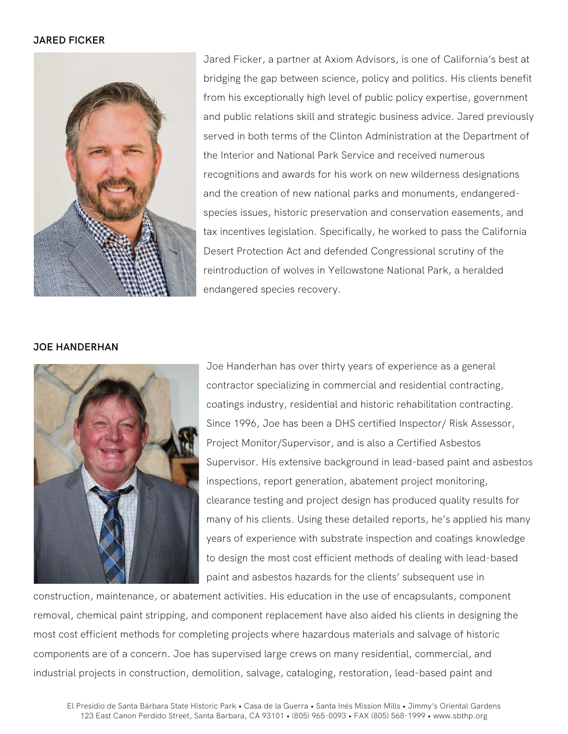**JARED FICKER**

Jared Ficker, a partner at Axiom Advisors, is one of California's best at bridging the gap between science, policy and politics. His clients benefit from his exceptionally high level of public policy expertise, government and public relations skill and strategic business advice. Jared previously served in both terms of the Clinton Administration at the Department of the Interior and National Park Service and received numerous recognitions and awards for his work on new wilderness designations and the creation of new national parks and monuments, endangered-species issues, historic preservation and conservation easements, and tax incentives legislation. Specifically, he worked to pass the California Desert Protection Act and defended Congressional scrutiny of the reintroduction of wolves in Yellowstone National Park, a heralded endangered species recovery.

**JOE HANDERHAN**

Joe Handerhan has over thirty years of experience as a general contractor specializing in commercial and residential contracting, coatings industry, residential and historic rehabilitation contracting. Since 1996, Joe has been a DHS certified Inspector/ Risk Assessor, Project Monitor/Supervisor, and is also a Certified Asbestos Supervisor. His extensive background in lead-based paint and asbestos inspections, report generation, abatement project monitoring, clearance testing and project design has produced quality results for many of his clients. Using these detailed reports, he's applied his many years of experience with substrate inspection and coatings knowledge to design the most cost efficient methods of dealing with lead-based paint and asbestos hazards for the clients' subsequent use in construction, maintenance, or abatement activities. His education in the use of encapsulants, component removal, chemical paint stripping, and component replacement have also aided his clients in designing the most cost efficient methods for completing projects where hazardous materials and salvage of historic components are of a concern. Joe has supervised large crews on many residential, commercial, and industrial projects in construction, demolition, salvage, cataloging, restoration, lead-based paint and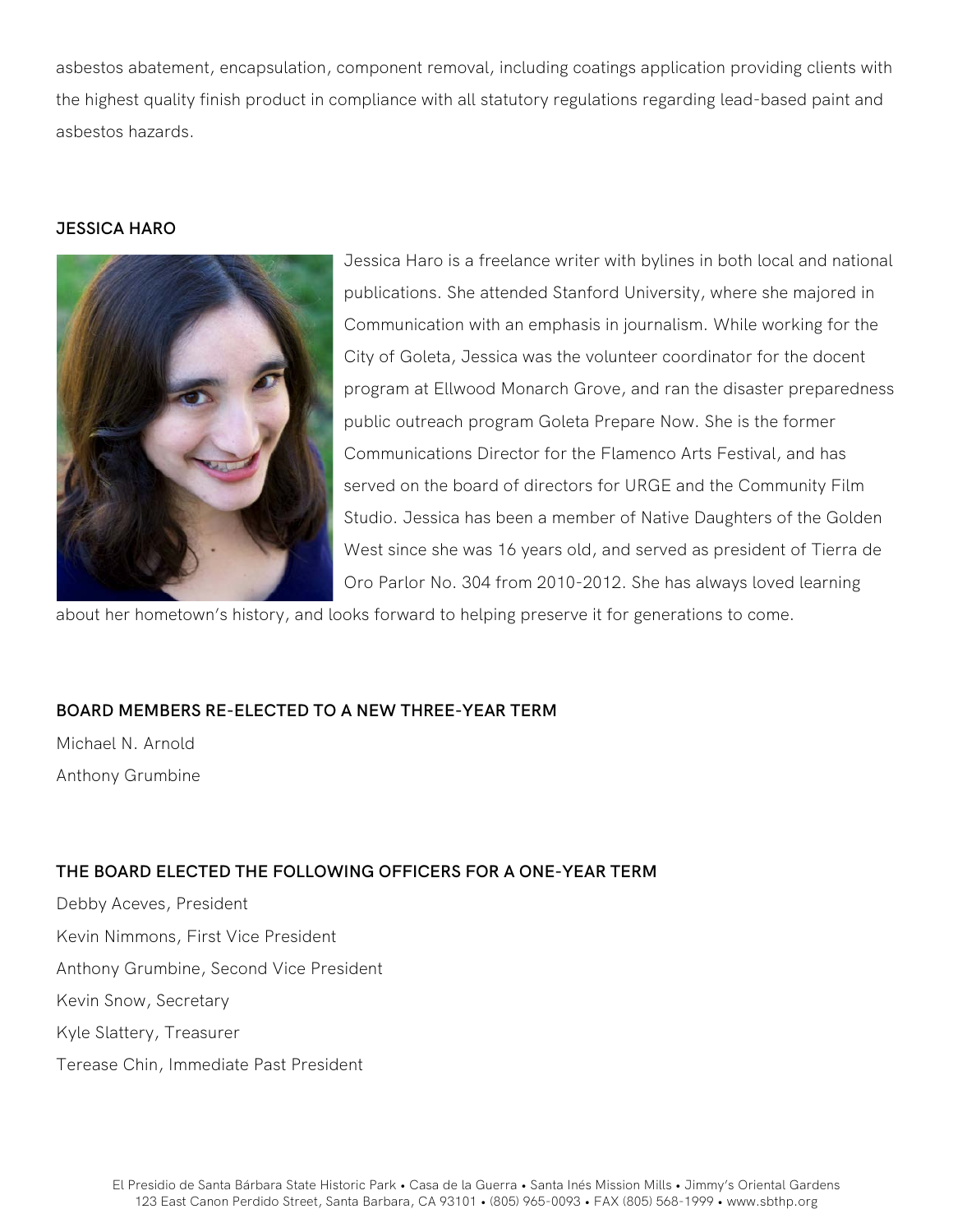asbestos abatement, encapsulation, component removal, including coatings application providing clients with the highest quality finish product in compliance with all statutory regulations regarding lead-based paint and asbestos hazards.

**JESSICA HARO**

Jessica Haro is a freelance writer with bylines in both local and national publications. She attended Stanford University, where she majored in Communication with an emphasis in journalism. While working for the City of Goleta, Jessica was the volunteer coordinator for the docent program at Ellwood Monarch Grove, and ran the disaster preparedness public outreach program Goleta Prepare Now. She is the former Communications Director for the Flamenco Arts Festival, and has served on the board of directors for URGE and the Community Film Studio. Jessica has been a member of Native Daughters of the Golden West since she was 16 years old, and served as president of Tierra de Oro Parlor No. 304 from 2010-2012. She has always loved learning about her hometown's history, and looks forward to helping preserve it for generations to come.

**BOARD MEMBERS RE-ELECTED TO A NEW THREE-YEAR TERM**

Michael N. Arnold
Anthony Grumbine

**THE BOARD ELECTED THE FOLLOWING OFFICERS FOR A ONE-YEAR TERM**

Debby Aceves, President
Kevin Nimmons, First Vice President
Anthony Grumbine, Second Vice President
Kevin Snow, Secretary
Kyle Slattery, Treasurer
Terease Chin, Immediate Past President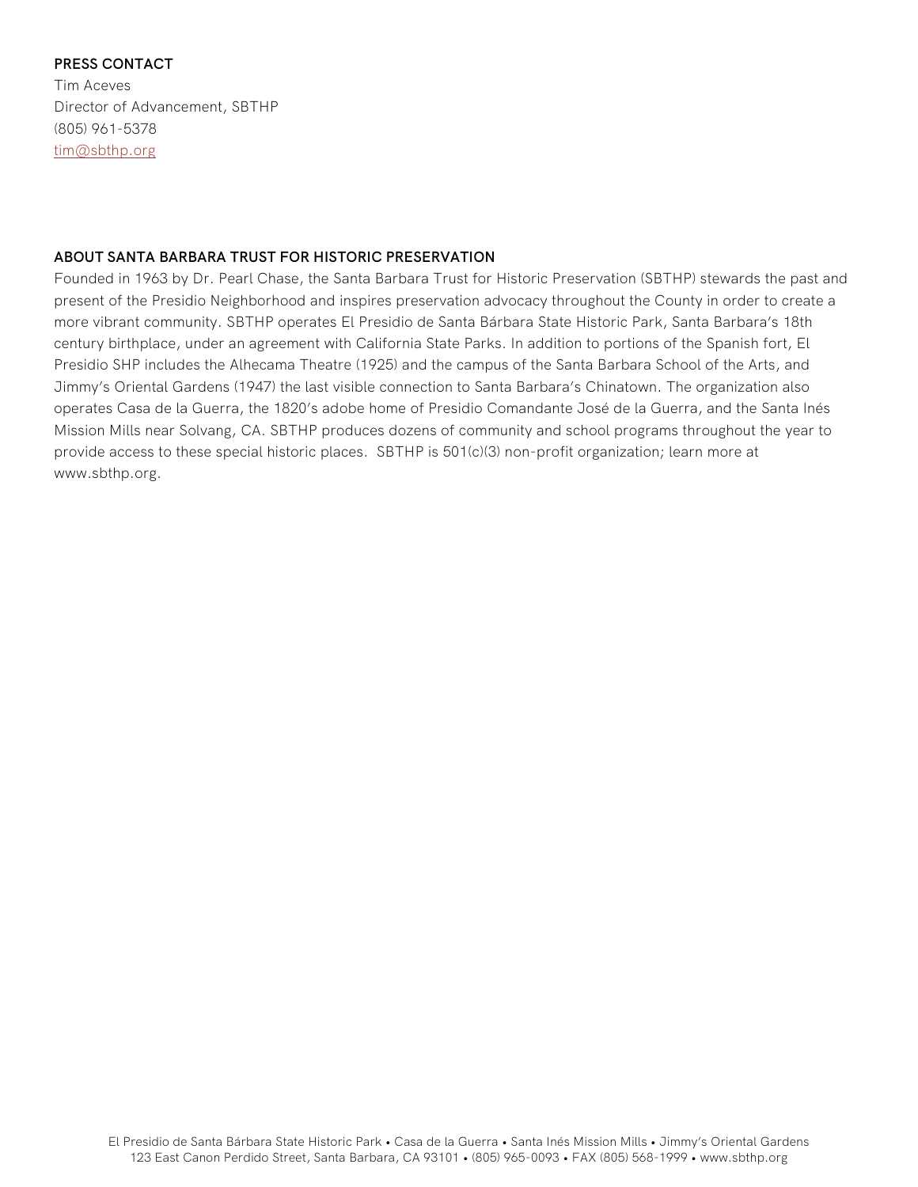**PRESS CONTACT**
Tim Aceves
Director of Advancement, SBTHP
(805) 961-5378
tim@sbthp.org

**ABOUT SANTA BARBARA TRUST FOR HISTORIC PRESERVATION**

Founded in 1963 by Dr. Pearl Chase, the Santa Barbara Trust for Historic Preservation (SBTHP) stewards the past and present of the Presidio Neighborhood and inspires preservation advocacy throughout the County in order to create a more vibrant community. SBTHP operates El Presidio de Santa Bárbara State Historic Park, Santa Barbara's 18th century birthplace, under an agreement with California State Parks. In addition to portions of the Spanish fort, El Presidio SHP includes the Alhecama Theatre (1925) and the campus of the Santa Barbara School of the Arts, and Jimmy's Oriental Gardens (1947) the last visible connection to Santa Barbara's Chinatown. The organization also operates Casa de la Guerra, the 1820's adobe home of Presidio Comandante José de la Guerra, and the Santa Inés Mission Mills near Solvang, CA. SBTHP produces dozens of community and school programs throughout the year to provide access to these special historic places. SBTHP is 501(c)(3) non-profit organization; learn more at www.sbthp.org.

El Presidio de Santa Bárbara State Historic Park • Casa de la Guerra • Santa Inés Mission Mills • Jimmy's Oriental Gardens
123 East Canon Perdido Street, Santa Barbara, CA 93101 • (805) 965-0093 • FAX (805) 568-1999 • www.sbthp.org